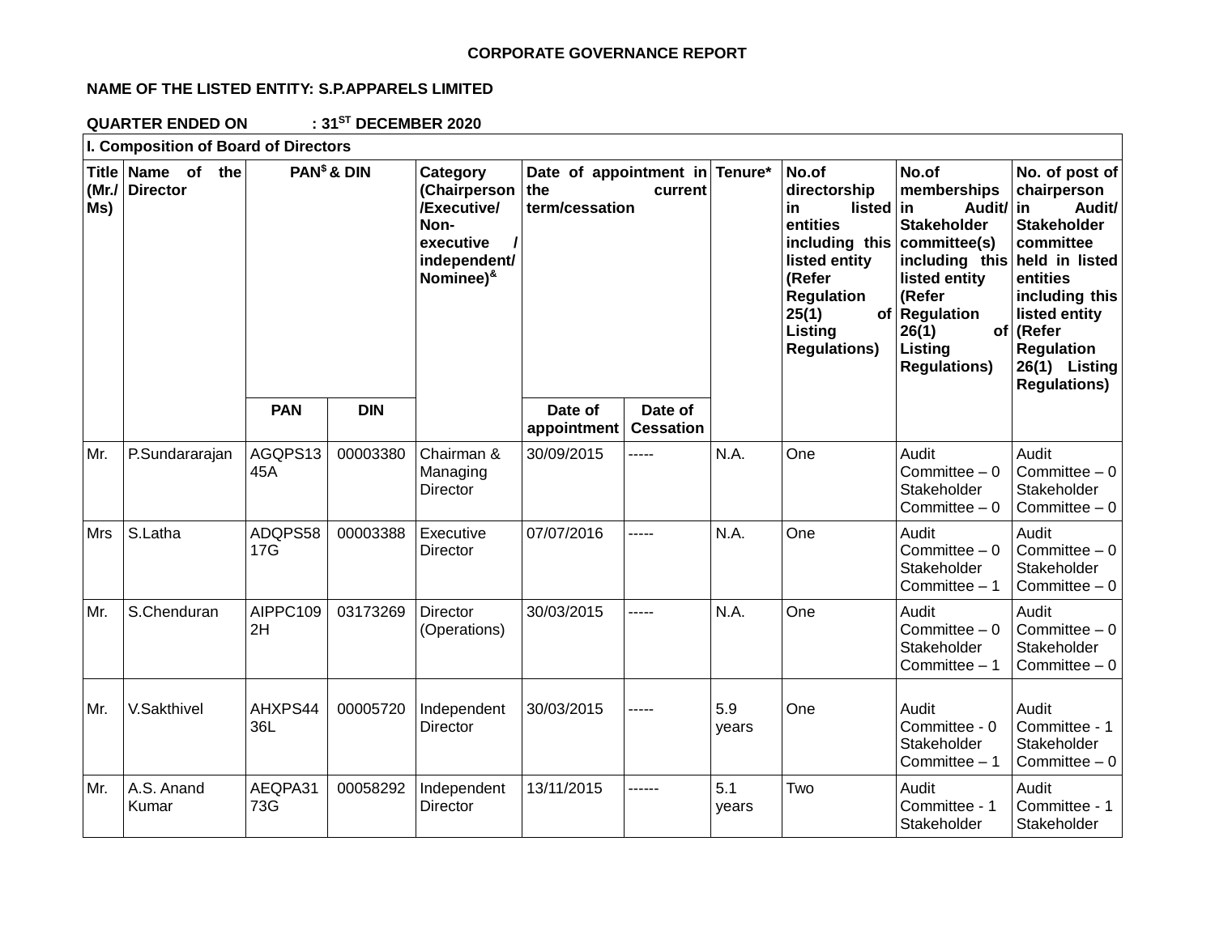# CORPORATE GOVERNANCE REPORT

**NAME OF THE LISTED ENTITY: S.P.APPARELS LIMITED**

**QUARTER ENDED ON : 31ST DECEMBER 2020**

**I. Composition of Board of Directors**

| Title (Mr./ Ms) | Name of the Director | PAN$ & DIN | | Category (Chairperson /Executive/ Non-executive / independent/ Nominee)& | Date of appointment in the current term/cessation | | Tenure* | No.of directorship in listed entities including this listed entity (Refer Regulation 25(1) of Listing Regulations) | No.of memberships in Audit/ Stakeholder committee(s) including this listed entity (Refer Regulation 26(1) of Listing Regulations) | No. of post of chairperson in Audit/ Stakeholder committee held in listed entities including this listed entity (Refer Regulation 26(1) Listing Regulations) |
|---|---|---|---|---|---|---|---|---|---|---|
| | | PAN | DIN | | Date of appointment | Date of Cessation | | | | |
| Mr. | P.Sundararajan | AGQPS1345A | 00003380 | Chairman & Managing Director | 30/09/2015 | ----- | N.A. | One | Audit Committee – 0 Stakeholder Committee – 0 | Audit Committee – 0 Stakeholder Committee – 0 |
| Mrs | S.Latha | ADQPS5817G | 00003388 | Executive Director | 07/07/2016 | ----- | N.A. | One | Audit Committee – 0 Stakeholder Committee – 1 | Audit Committee – 0 Stakeholder Committee – 0 |
| Mr. | S.Chenduran | AIPPC1092H | 03173269 | Director (Operations) | 30/03/2015 | ----- | N.A. | One | Audit Committee – 0 Stakeholder Committee – 1 | Audit Committee – 0 Stakeholder Committee – 0 |
| Mr. | V.Sakthivel | AHXPS4436L | 00005720 | Independent Director | 30/03/2015 | ----- | 5.9 years | One | Audit Committee - 0 Stakeholder Committee – 1 | Audit Committee - 1 Stakeholder Committee – 0 |
| Mr. | A.S. Anand Kumar | AEQPA3173G | 00058292 | Independent Director | 13/11/2015 | ------ | 5.1 years | Two | Audit Committee - 1 Stakeholder | Audit Committee - 1 Stakeholder |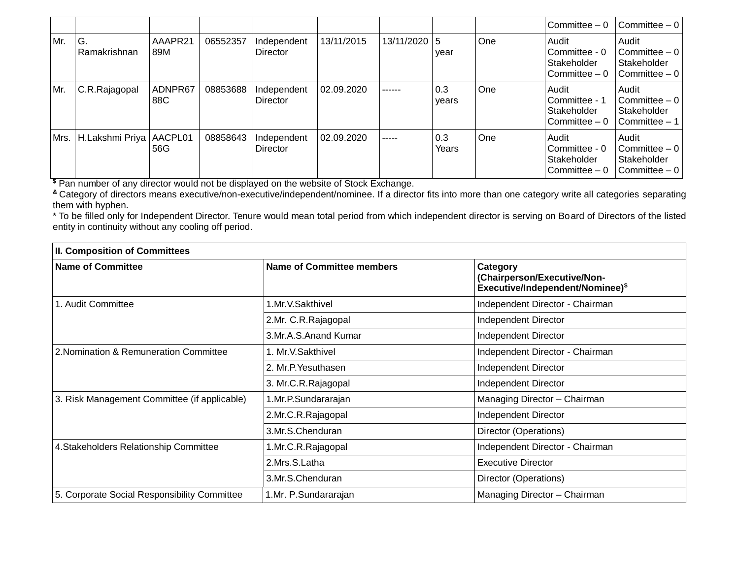| | | | | | | | | | | | |
|---|---|---|---|---|---|---|---|---|---|---|---|
| | | | | | | | | | | Committee – 0 | Committee – 0 |
| Mr. | G. Ramakrishnan | AAAPR2189M | 06552357 | Independent Director | 13/11/2015 | 13/11/2020 | 5 year | One | | Audit Committee - 0 Stakeholder Committee – 0 | Audit Committee – 0 Stakeholder Committee – 0 |
| Mr. | C.R.Rajagopal | ADNPR6788C | 08853688 | Independent Director | 02.09.2020 | ------ | 0.3 years | One | | Audit Committee - 1 Stakeholder Committee – 0 | Audit Committee – 0 Stakeholder Committee – 1 |
| Mrs. | H.Lakshmi Priya | AACPL0156G | 08858643 | Independent Director | 02.09.2020 | ----- | 0.3 Years | One | | Audit Committee - 0 Stakeholder Committee – 0 | Audit Committee – 0 Stakeholder Committee – 0 |

$ Pan number of any director would not be displayed on the website of Stock Exchange.

& Category of directors means executive/non-executive/independent/nominee. If a director fits into more than one category write all categories separating them with hyphen.

* To be filled only for Independent Director. Tenure would mean total period from which independent director is serving on Board of Directors of the listed entity in continuity without any cooling off period.

| **II. Composition of Committees** | | |
|---|---|---|
| **Name of Committee** | **Name of Committee members** | **Category (Chairperson/Executive/Non-Executive/Independent/Nominee)$** |
| 1. Audit Committee | 1.Mr.V.Sakthivel | Independent Director - Chairman |
| | 2.Mr. C.R.Rajagopal | Independent Director |
| | 3.Mr.A.S.Anand Kumar | Independent Director |
| 2.Nomination & Remuneration Committee | 1. Mr.V.Sakthivel | Independent Director - Chairman |
| | 2. Mr.P.Yesuthasen | Independent Director |
| | 3. Mr.C.R.Rajagopal | Independent Director |
| 3. Risk Management Committee (if applicable) | 1.Mr.P.Sundararajan | Managing Director – Chairman |
| | 2.Mr.C.R.Rajagopal | Independent Director |
| | 3.Mr.S.Chenduran | Director (Operations) |
| 4.Stakeholders Relationship Committee | 1.Mr.C.R.Rajagopal | Independent Director - Chairman |
| | 2.Mrs.S.Latha | Executive Director |
| | 3.Mr.S.Chenduran | Director (Operations) |
| 5. Corporate Social Responsibility Committee | 1.Mr. P.Sundararajan | Managing Director – Chairman |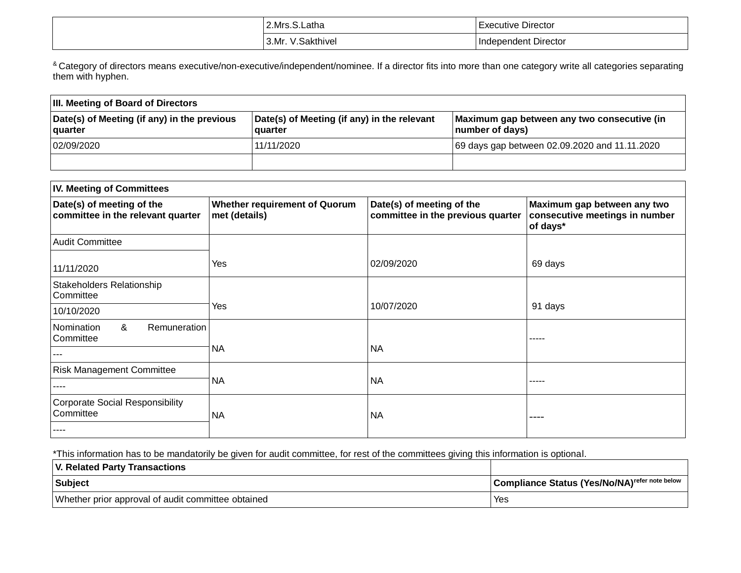| | | |
|---|---|---|
| | 2.Mrs.S.Latha | Executive Director |
| | 3.Mr. V.Sakthivel | Independent Director |

[&] Category of directors means executive/non-executive/independent/nominee. If a director fits into more than one category write all categories separating them with hyphen.

| III. Meeting of Board of Directors | | |
|---|---|---|
| **Date(s) of Meeting (if any) in the previous quarter** | **Date(s) of Meeting (if any) in the relevant quarter** | **Maximum gap between any two consecutive (in number of days)** |
| 02/09/2020 | 11/11/2020 | 69 days gap between 02.09.2020 and 11.11.2020 |
| | | |

| IV. Meeting of Committees | | | |
|---|---|---|---|
| **Date(s) of meeting of the committee in the relevant quarter** | **Whether requirement of Quorum met (details)** | **Date(s) of meeting of the committee in the previous quarter** | **Maximum gap between any two consecutive meetings in number of days*** |
| Audit Committee | Yes | 02/09/2020 | 69 days |
| 11/11/2020 | | | |
| Stakeholders Relationship Committee | Yes | 10/07/2020 | 91 days |
| 10/10/2020 | | | |
| Nomination & Remuneration Committee | NA | NA | ----- |
| --- | | | |
| Risk Management Committee | NA | NA | ----- |
| ---- | | | |
| Corporate Social Responsibility Committee | NA | NA | ---- |
| ---- | | | |

*This information has to be mandatorily be given for audit committee, for rest of the committees giving this information is optional.

| V. Related Party Transactions | |
|---|---|
| **Subject** | **Compliance Status (Yes/No/NA)** [refer note below] |
| Whether prior approval of audit committee obtained | Yes |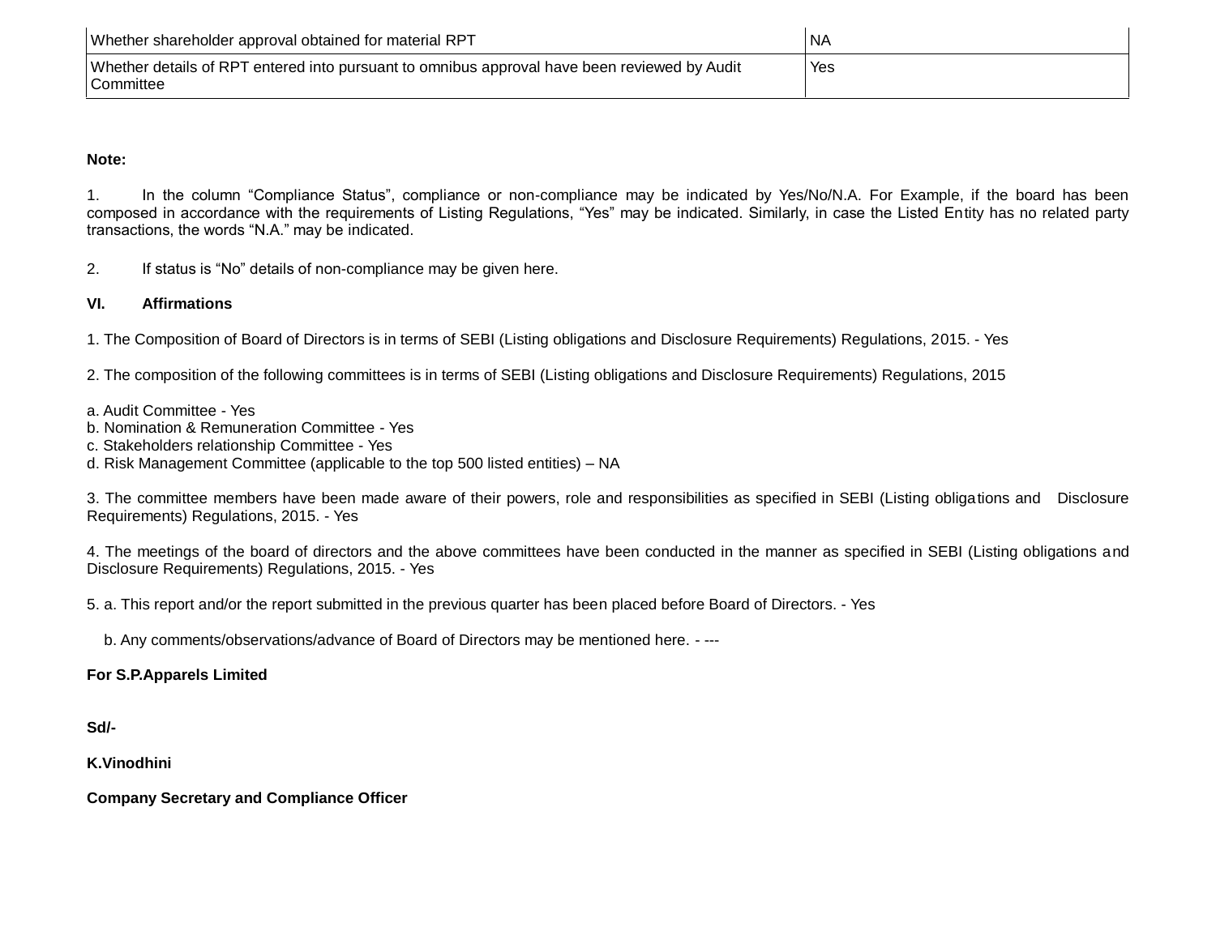| | |
|---|---|
| Whether shareholder approval obtained for material RPT | NA |
| Whether details of RPT entered into pursuant to omnibus approval have been reviewed by Audit Committee | Yes |

**Note:**

1. In the column "Compliance Status", compliance or non-compliance may be indicated by Yes/No/N.A. For Example, if the board has been composed in accordance with the requirements of Listing Regulations, "Yes" may be indicated. Similarly, in case the Listed Entity has no related party transactions, the words "N.A." may be indicated.

2. If status is "No" details of non-compliance may be given here.

**VI. Affirmations**

1. The Composition of Board of Directors is in terms of SEBI (Listing obligations and Disclosure Requirements) Regulations, 2015. - Yes

2. The composition of the following committees is in terms of SEBI (Listing obligations and Disclosure Requirements) Regulations, 2015

a. Audit Committee - Yes
b. Nomination & Remuneration Committee - Yes
c. Stakeholders relationship Committee - Yes
d. Risk Management Committee (applicable to the top 500 listed entities) – NA

3. The committee members have been made aware of their powers, role and responsibilities as specified in SEBI (Listing obligations and Disclosure Requirements) Regulations, 2015. - Yes

4. The meetings of the board of directors and the above committees have been conducted in the manner as specified in SEBI (Listing obligations and Disclosure Requirements) Regulations, 2015. - Yes

5. a. This report and/or the report submitted in the previous quarter has been placed before Board of Directors. - Yes

b. Any comments/observations/advance of Board of Directors may be mentioned here. - ---

**For S.P.Apparels Limited**

**Sd/-**

**K.Vinodhini**

**Company Secretary and Compliance Officer**